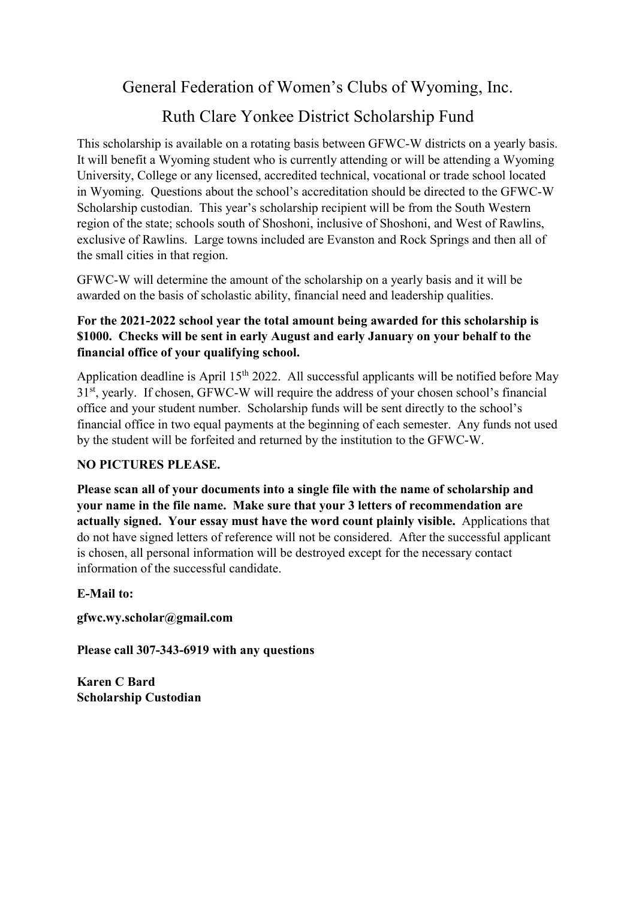# General Federation of Women's Clubs of Wyoming, Inc.

## Ruth Clare Yonkee District Scholarship Fund

This scholarship is available on a rotating basis between GFWC-W districts on a yearly basis. It will benefit a Wyoming student who is currently attending or will be attending a Wyoming University, College or any licensed, accredited technical, vocational or trade school located in Wyoming. Questions about the school's accreditation should be directed to the GFWC-W Scholarship custodian. This year's scholarship recipient will be from the South Western region of the state; schools south of Shoshoni, inclusive of Shoshoni, and West of Rawlins, exclusive of Rawlins. Large towns included are Evanston and Rock Springs and then all of the small cities in that region.

GFWC-W will determine the amount of the scholarship on a yearly basis and it will be awarded on the basis of scholastic ability, financial need and leadership qualities.

**For the 2021-2022 school year the total amount being awarded for this scholarship is $1000. Checks will be sent in early August and early January on your behalf to the financial office of your qualifying school.**

Application deadline is April 15th 2022. All successful applicants will be notified before May 31st, yearly. If chosen, GFWC-W will require the address of your chosen school's financial office and your student number. Scholarship funds will be sent directly to the school's financial office in two equal payments at the beginning of each semester. Any funds not used by the student will be forfeited and returned by the institution to the GFWC-W.

**NO PICTURES PLEASE.**

**Please scan all of your documents into a single file with the name of scholarship and your name in the file name. Make sure that your 3 letters of recommendation are actually signed. Your essay must have the word count plainly visible.** Applications that do not have signed letters of reference will not be considered. After the successful applicant is chosen, all personal information will be destroyed except for the necessary contact information of the successful candidate.

**E-Mail to:**

**gfwc.wy.scholar@gmail.com**

**Please call 307-343-6919 with any questions**

**Karen C Bard**
**Scholarship Custodian**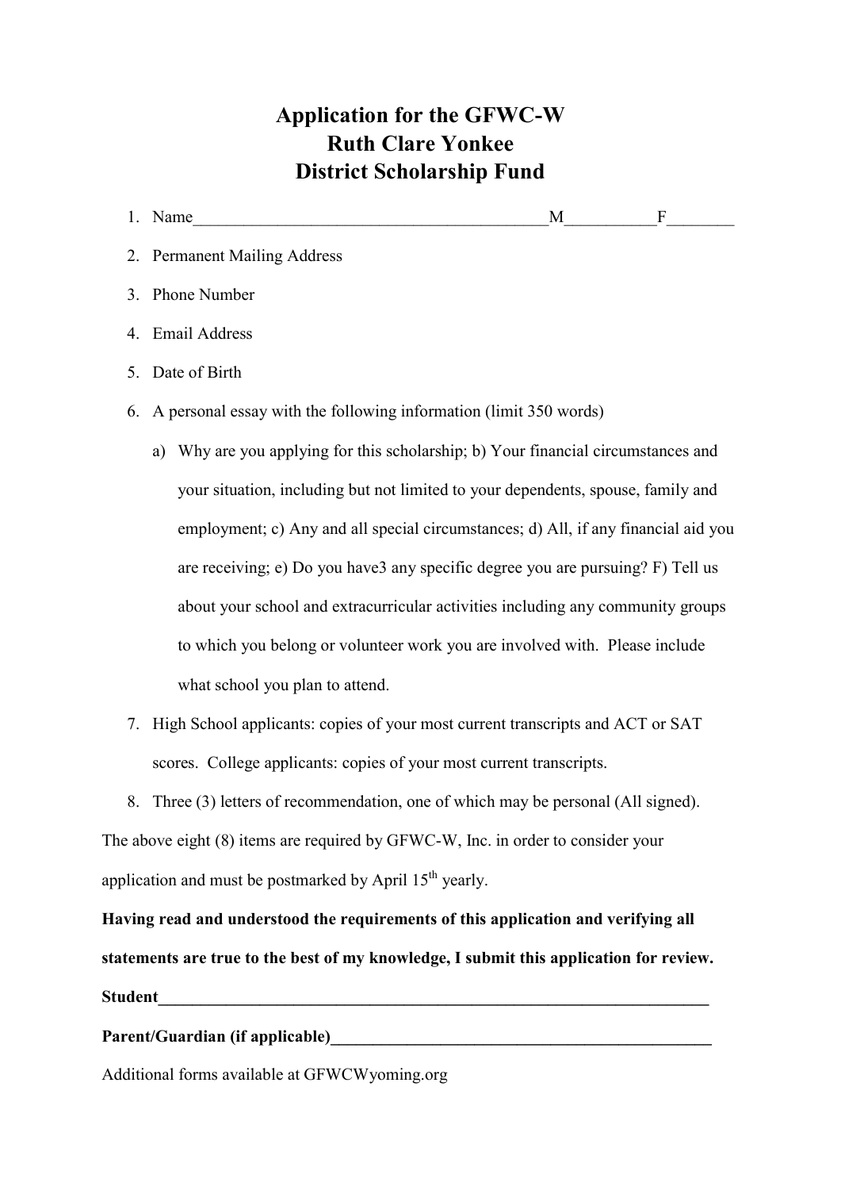# Application for the GFWC-W
# Ruth Clare Yonkee
# District Scholarship Fund

1. Name_________________________________________M__________F_______
2. Permanent Mailing Address
3. Phone Number
4. Email Address
5. Date of Birth
6. A personal essay with the following information (limit 350 words)
   a) Why are you applying for this scholarship; b) Your financial circumstances and your situation, including but not limited to your dependents, spouse, family and employment; c) Any and all special circumstances; d) All, if any financial aid you are receiving; e) Do you have3 any specific degree you are pursuing? F) Tell us about your school and extracurricular activities including any community groups to which you belong or volunteer work you are involved with. Please include what school you plan to attend.
7. High School applicants: copies of your most current transcripts and ACT or SAT scores. College applicants: copies of your most current transcripts.
8. Three (3) letters of recommendation, one of which may be personal (All signed).

The above eight (8) items are required by GFWC-W, Inc. in order to consider your application and must be postmarked by April 15th yearly.

**Having read and understood the requirements of this application and verifying all statements are true to the best of my knowledge, I submit this application for review.**

**Student_________________________________________________________________**

**Parent/Guardian (if applicable)____________________________________________**

Additional forms available at GFWCWyoming.org